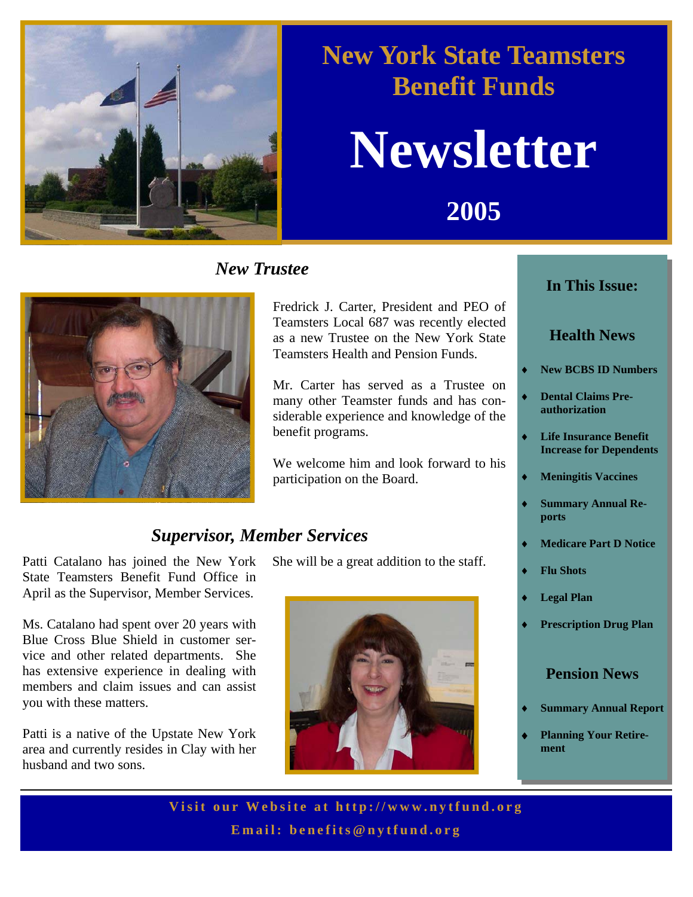# New York State Teamsters Benefit Funds

# Newsletter

## 2005

## *New Trustee*

Fredrick J. Carter, President and PEO of Teamsters Local 687 was recently elected as a new Trustee on the New York State Teamsters Health and Pension Funds.

Mr. Carter has served as a Trustee on many other Teamster funds and has considerable experience and knowledge of the benefit programs.

We welcome him and look forward to his participation on the Board.

## *Supervisor, Member Services*

Patti Catalano has joined the New York State Teamsters Benefit Fund Office in April as the Supervisor, Member Services.

Ms. Catalano had spent over 20 years with Blue Cross Blue Shield in customer service and other related departments. She has extensive experience in dealing with members and claim issues and can assist you with these matters.

Patti is a native of the Upstate New York area and currently resides in Clay with her husband and two sons.

She will be a great addition to the staff.

### In This Issue:

**Health News**

- **New BCBS ID Numbers**
- **Dental Claims Pre-authorization**
- **Life Insurance Benefit Increase for Dependents**
- **Meningitis Vaccines**
- **Summary Annual Reports**
- **Medicare Part D Notice**
- **Flu Shots**
- **Legal Plan**
- **Prescription Drug Plan**

**Pension News**

- **Summary Annual Report**
- **Planning Your Retirement**

**Visit our Website at http://www.nytfund.org**

**Email: benefits@nytfund.org**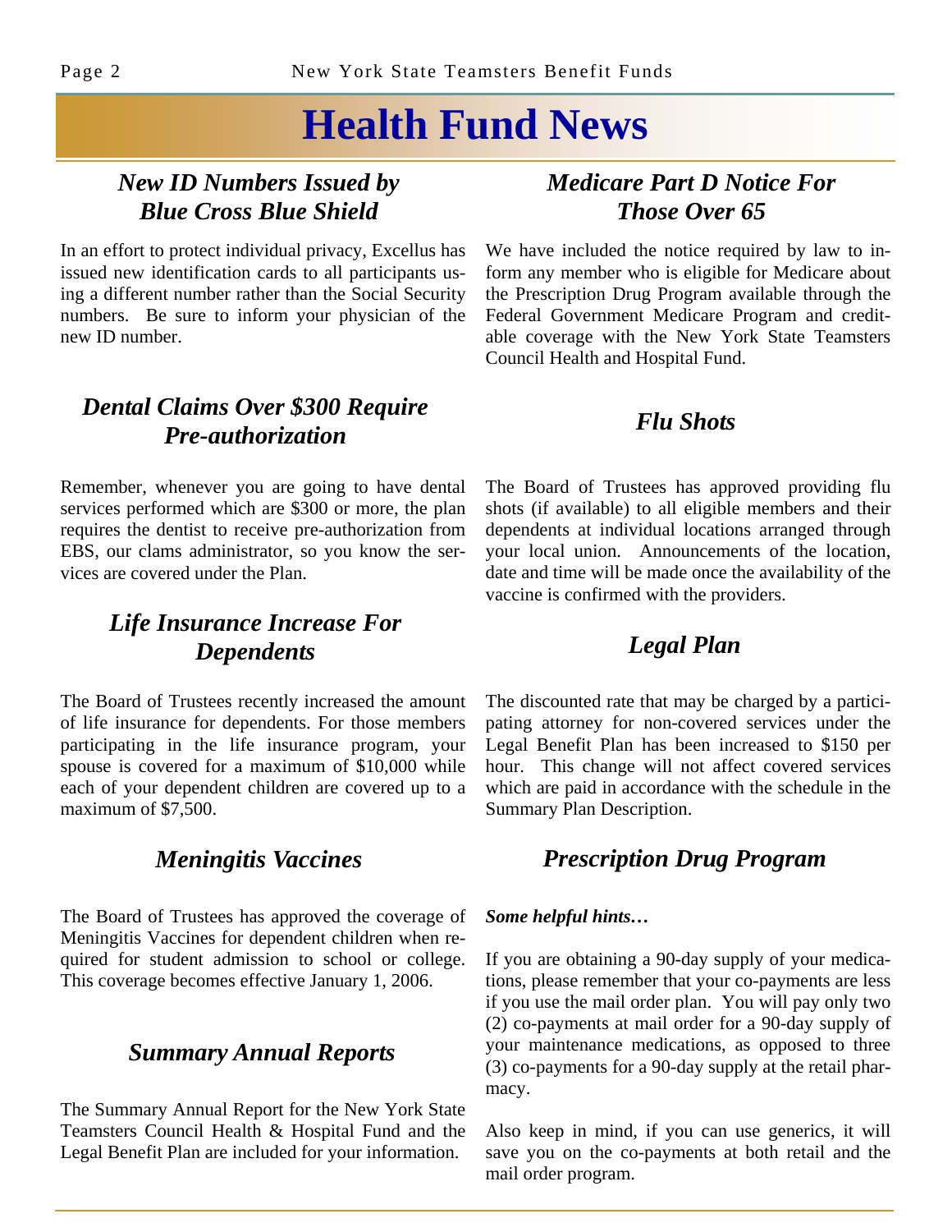# Health Fund News

## *New ID Numbers Issued by Blue Cross Blue Shield*

In an effort to protect individual privacy, Excellus has issued new identification cards to all participants using a different number rather than the Social Security numbers. Be sure to inform your physician of the new ID number.

## *Dental Claims Over $300 Require Pre-authorization*

Remember, whenever you are going to have dental services performed which are $300 or more, the plan requires the dentist to receive pre-authorization from EBS, our clams administrator, so you know the services are covered under the Plan.

## *Life Insurance Increase For Dependents*

The Board of Trustees recently increased the amount of life insurance for dependents. For those members participating in the life insurance program, your spouse is covered for a maximum of $10,000 while each of your dependent children are covered up to a maximum of $7,500.

## *Meningitis Vaccines*

The Board of Trustees has approved the coverage of Meningitis Vaccines for dependent children when required for student admission to school or college. This coverage becomes effective January 1, 2006.

## *Summary Annual Reports*

The Summary Annual Report for the New York State Teamsters Council Health & Hospital Fund and the Legal Benefit Plan are included for your information.

## *Medicare Part D Notice For Those Over 65*

We have included the notice required by law to inform any member who is eligible for Medicare about the Prescription Drug Program available through the Federal Government Medicare Program and creditable coverage with the New York State Teamsters Council Health and Hospital Fund.

## *Flu Shots*

The Board of Trustees has approved providing flu shots (if available) to all eligible members and their dependents at individual locations arranged through your local union. Announcements of the location, date and time will be made once the availability of the vaccine is confirmed with the providers.

## *Legal Plan*

The discounted rate that may be charged by a participating attorney for non-covered services under the Legal Benefit Plan has been increased to $150 per hour. This change will not affect covered services which are paid in accordance with the schedule in the Summary Plan Description.

## *Prescription Drug Program*

***Some helpful hints…***

If you are obtaining a 90-day supply of your medications, please remember that your co-payments are less if you use the mail order plan. You will pay only two (2) co-payments at mail order for a 90-day supply of your maintenance medications, as opposed to three (3) co-payments for a 90-day supply at the retail pharmacy.

Also keep in mind, if you can use generics, it will save you on the co-payments at both retail and the mail order program.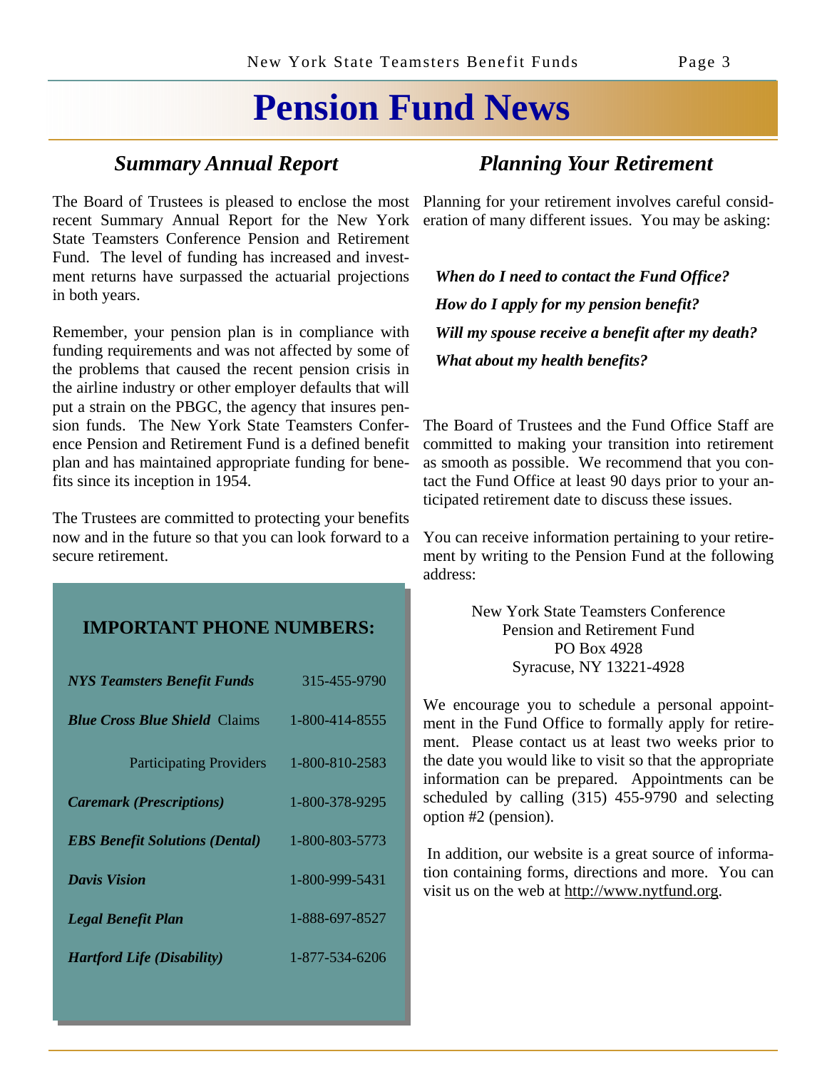# Pension Fund News

## *Summary Annual Report*

The Board of Trustees is pleased to enclose the most recent Summary Annual Report for the New York State Teamsters Conference Pension and Retirement Fund. The level of funding has increased and investment returns have surpassed the actuarial projections in both years.

Remember, your pension plan is in compliance with funding requirements and was not affected by some of the problems that caused the recent pension crisis in the airline industry or other employer defaults that will put a strain on the PBGC, the agency that insures pension funds. The New York State Teamsters Conference Pension and Retirement Fund is a defined benefit plan and has maintained appropriate funding for benefits since its inception in 1954.

The Trustees are committed to protecting your benefits now and in the future so that you can look forward to a secure retirement.

### IMPORTANT PHONE NUMBERS:

| | |
|---|---|
| ***NYS Teamsters Benefit Funds*** | 315-455-9790 |
| ***Blue Cross Blue Shield*** Claims | 1-800-414-8555 |
| Participating Providers | 1-800-810-2583 |
| ***Caremark (Prescriptions)*** | 1-800-378-9295 |
| ***EBS Benefit Solutions (Dental)*** | 1-800-803-5773 |
| ***Davis Vision*** | 1-800-999-5431 |
| ***Legal Benefit Plan*** | 1-888-697-8527 |
| ***Hartford Life (Disability)*** | 1-877-534-6206 |

## *Planning Your Retirement*

Planning for your retirement involves careful consideration of many different issues. You may be asking:

***When do I need to contact the Fund Office?***

***How do I apply for my pension benefit?***

***Will my spouse receive a benefit after my death?***

***What about my health benefits?***

The Board of Trustees and the Fund Office Staff are committed to making your transition into retirement as smooth as possible. We recommend that you contact the Fund Office at least 90 days prior to your anticipated retirement date to discuss these issues.

You can receive information pertaining to your retirement by writing to the Pension Fund at the following address:

New York State Teamsters Conference
Pension and Retirement Fund
PO Box 4928
Syracuse, NY 13221-4928

We encourage you to schedule a personal appointment in the Fund Office to formally apply for retirement. Please contact us at least two weeks prior to the date you would like to visit so that the appropriate information can be prepared. Appointments can be scheduled by calling (315) 455-9790 and selecting option #2 (pension).

In addition, our website is a great source of information containing forms, directions and more. You can visit us on the web at http://www.nytfund.org.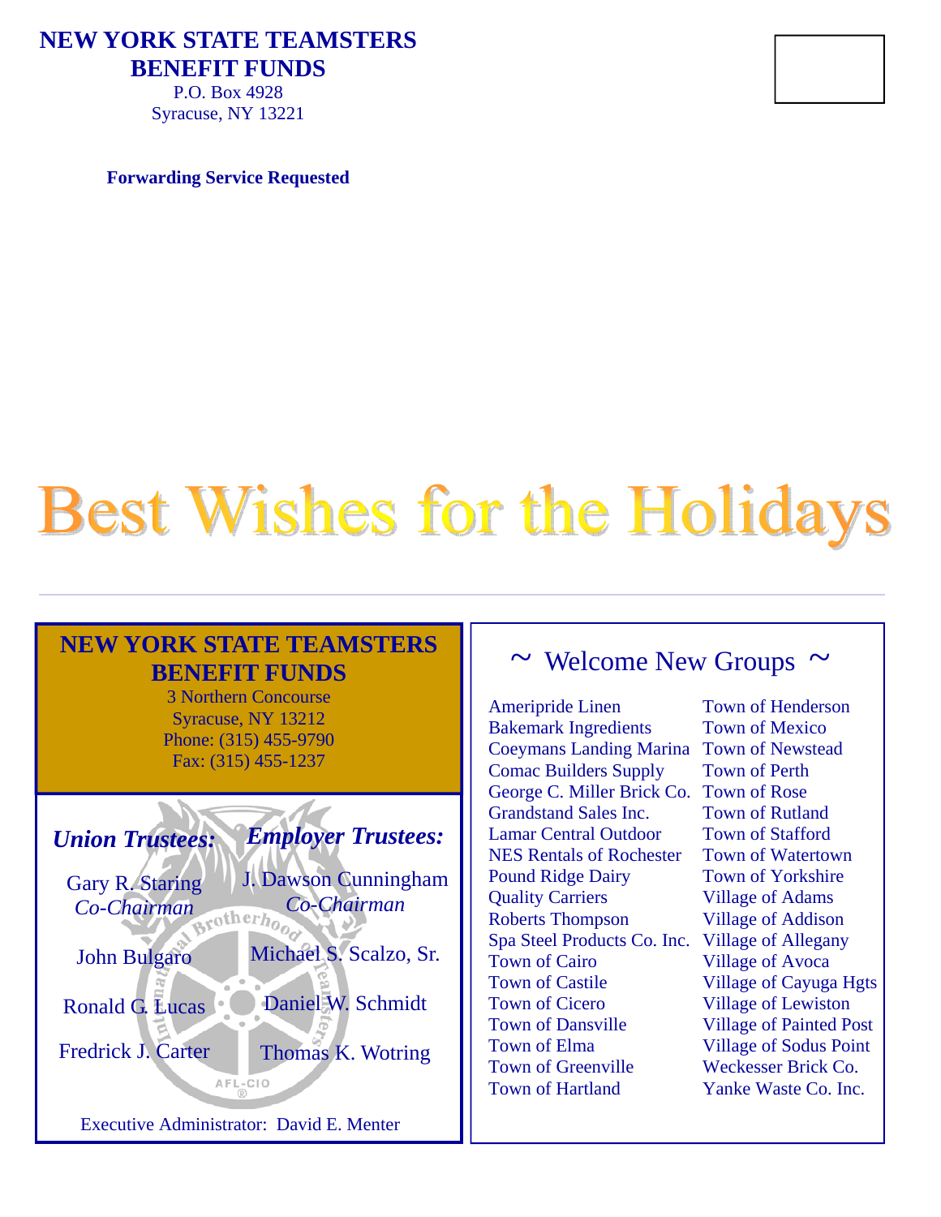**NEW YORK STATE TEAMSTERS BENEFIT FUNDS**
P.O. Box 4928
Syracuse, NY 13221

**Forwarding Service Requested**

# Best Wishes for the Holidays

---

## NEW YORK STATE TEAMSTERS BENEFIT FUNDS

3 Northern Concourse
Syracuse, NY 13212
Phone: (315) 455-9790
Fax: (315) 455-1237

| ***Union Trustees:*** | ***Employer Trustees:*** |
|---|---|
| Gary R. Staring *Co-Chairman* | J. Dawson Cunningham *Co-Chairman* |
| John Bulgaro | Michael S. Scalzo, Sr. |
| Ronald G. Lucas | Daniel W. Schmidt |
| Fredrick J. Carter | Thomas K. Wotring |

Executive Administrator: David E. Menter

## ~ Welcome New Groups ~

- Ameripride Linen
- Bakemark Ingredients
- Coeymans Landing Marina
- Comac Builders Supply
- George C. Miller Brick Co.
- Grandstand Sales Inc.
- Lamar Central Outdoor
- NES Rentals of Rochester
- Pound Ridge Dairy
- Quality Carriers
- Roberts Thompson
- Spa Steel Products Co. Inc.
- Town of Cairo
- Town of Castile
- Town of Cicero
- Town of Dansville
- Town of Elma
- Town of Greenville
- Town of Hartland
- Town of Henderson
- Town of Mexico
- Town of Newstead
- Town of Perth
- Town of Rose
- Town of Rutland
- Town of Stafford
- Town of Watertown
- Town of Yorkshire
- Village of Adams
- Village of Addison
- Village of Allegany
- Village of Avoca
- Village of Cayuga Hgts
- Village of Lewiston
- Village of Painted Post
- Village of Sodus Point
- Weckesser Brick Co.
- Yanke Waste Co. Inc.